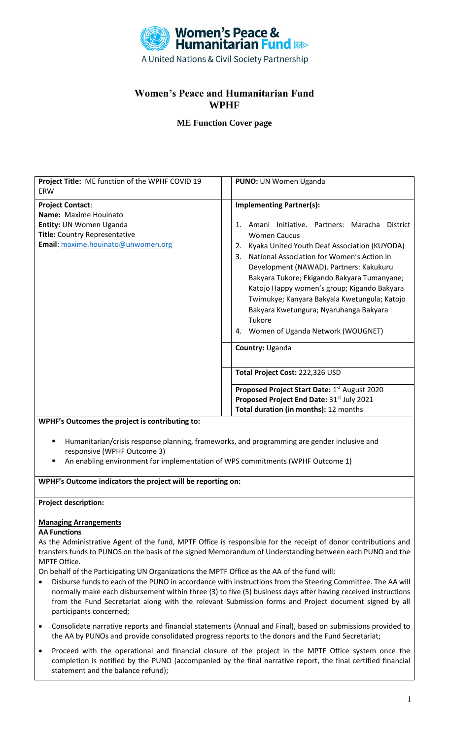# Women's Peace and Humanitarian Fund
# WPHF

### ME Function Cover page

| **Project Title:** ME function of the WPHF COVID 19 ERW | **PUNO:** UN Women Uganda |
|---|---|
| **Project Contact**:<br>**Name:** Maxime Houinato<br>**Entity:** UN Women Uganda<br>**Title:** Country Representative<br>**Email**: maxime.houinato@unwomen.org | **Implementing Partner(s):**<br>1. Amani Initiative. Partners: Maracha District Women Caucus<br>2. Kyaka United Youth Deaf Association (KUYODA)<br>3. National Association for Women's Action in Development (NAWAD). Partners: Kakukuru Bakyara Tukore; Ekigando Bakyara Tumanyane; Katojo Happy women's group; Kigando Bakyara Twimukye; Kanyara Bakyala Kwetungula; Katojo Bakyara Kwetungura; Nyaruhanga Bakyara Tukore<br>4. Women of Uganda Network (WOUGNET) |
| | **Country:** Uganda |
| | **Total Project Cost:** 222,326 USD |
| | **Proposed Project Start Date:** 1st August 2020<br>**Proposed Project End Date:** 31st July 2021<br>**Total duration (in months):** 12 months |

**WPHF's Outcomes the project is contributing to:**

- Humanitarian/crisis response planning, frameworks, and programming are gender inclusive and responsive (WPHF Outcome 3)
- An enabling environment for implementation of WPS commitments (WPHF Outcome 1)

**WPHF's Outcome indicators the project will be reporting on:**

**Project description:**

**Managing Arrangements**

**AA Functions**

As the Administrative Agent of the fund, MPTF Office is responsible for the receipt of donor contributions and transfers funds to PUNOS on the basis of the signed Memorandum of Understanding between each PUNO and the MPTF Office.

On behalf of the Participating UN Organizations the MPTF Office as the AA of the fund will:

- Disburse funds to each of the PUNO in accordance with instructions from the Steering Committee. The AA will normally make each disbursement within three (3) to five (5) business days after having received instructions from the Fund Secretariat along with the relevant Submission forms and Project document signed by all participants concerned;
- Consolidate narrative reports and financial statements (Annual and Final), based on submissions provided to the AA by PUNOs and provide consolidated progress reports to the donors and the Fund Secretariat;
- Proceed with the operational and financial closure of the project in the MPTF Office system once the completion is notified by the PUNO (accompanied by the final narrative report, the final certified financial statement and the balance refund);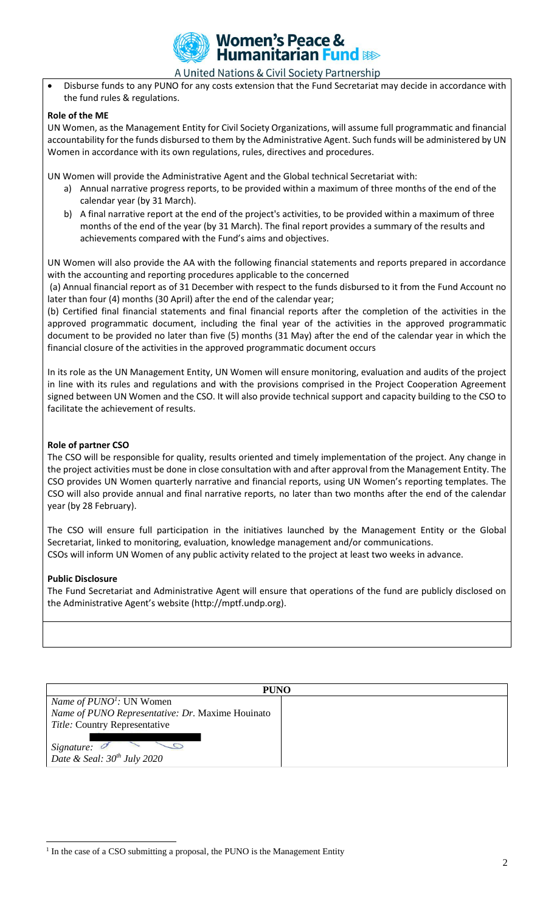- Disburse funds to any PUNO for any costs extension that the Fund Secretariat may decide in accordance with the fund rules & regulations.

**Role of the ME**

UN Women, as the Management Entity for Civil Society Organizations, will assume full programmatic and financial accountability for the funds disbursed to them by the Administrative Agent. Such funds will be administered by UN Women in accordance with its own regulations, rules, directives and procedures.

UN Women will provide the Administrative Agent and the Global technical Secretariat with:

a) Annual narrative progress reports, to be provided within a maximum of three months of the end of the calendar year (by 31 March).

b) A final narrative report at the end of the project's activities, to be provided within a maximum of three months of the end of the year (by 31 March). The final report provides a summary of the results and achievements compared with the Fund's aims and objectives.

UN Women will also provide the AA with the following financial statements and reports prepared in accordance with the accounting and reporting procedures applicable to the concerned

(a) Annual financial report as of 31 December with respect to the funds disbursed to it from the Fund Account no later than four (4) months (30 April) after the end of the calendar year;

(b) Certified final financial statements and final financial reports after the completion of the activities in the approved programmatic document, including the final year of the activities in the approved programmatic document to be provided no later than five (5) months (31 May) after the end of the calendar year in which the financial closure of the activities in the approved programmatic document occurs

In its role as the UN Management Entity, UN Women will ensure monitoring, evaluation and audits of the project in line with its rules and regulations and with the provisions comprised in the Project Cooperation Agreement signed between UN Women and the CSO. It will also provide technical support and capacity building to the CSO to facilitate the achievement of results.

**Role of partner CSO**

The CSO will be responsible for quality, results oriented and timely implementation of the project. Any change in the project activities must be done in close consultation with and after approval from the Management Entity. The CSO provides UN Women quarterly narrative and financial reports, using UN Women's reporting templates. The CSO will also provide annual and final narrative reports, no later than two months after the end of the calendar year (by 28 February).

The CSO will ensure full participation in the initiatives launched by the Management Entity or the Global Secretariat, linked to monitoring, evaluation, knowledge management and/or communications.
CSOs will inform UN Women of any public activity related to the project at least two weeks in advance.

**Public Disclosure**

The Fund Secretariat and Administrative Agent will ensure that operations of the fund are publicly disclosed on the Administrative Agent's website (http://mptf.undp.org).

| PUNO | |
|---|---|
| *Name of PUNO*[1]: UN Women<br>*Name of PUNO Representative: Dr.* Maxime Houinato<br>*Title:* Country Representative<br><br>*Signature:*<br>*Date & Seal: 30th July 2020* | |

[1] In the case of a CSO submitting a proposal, the PUNO is the Management Entity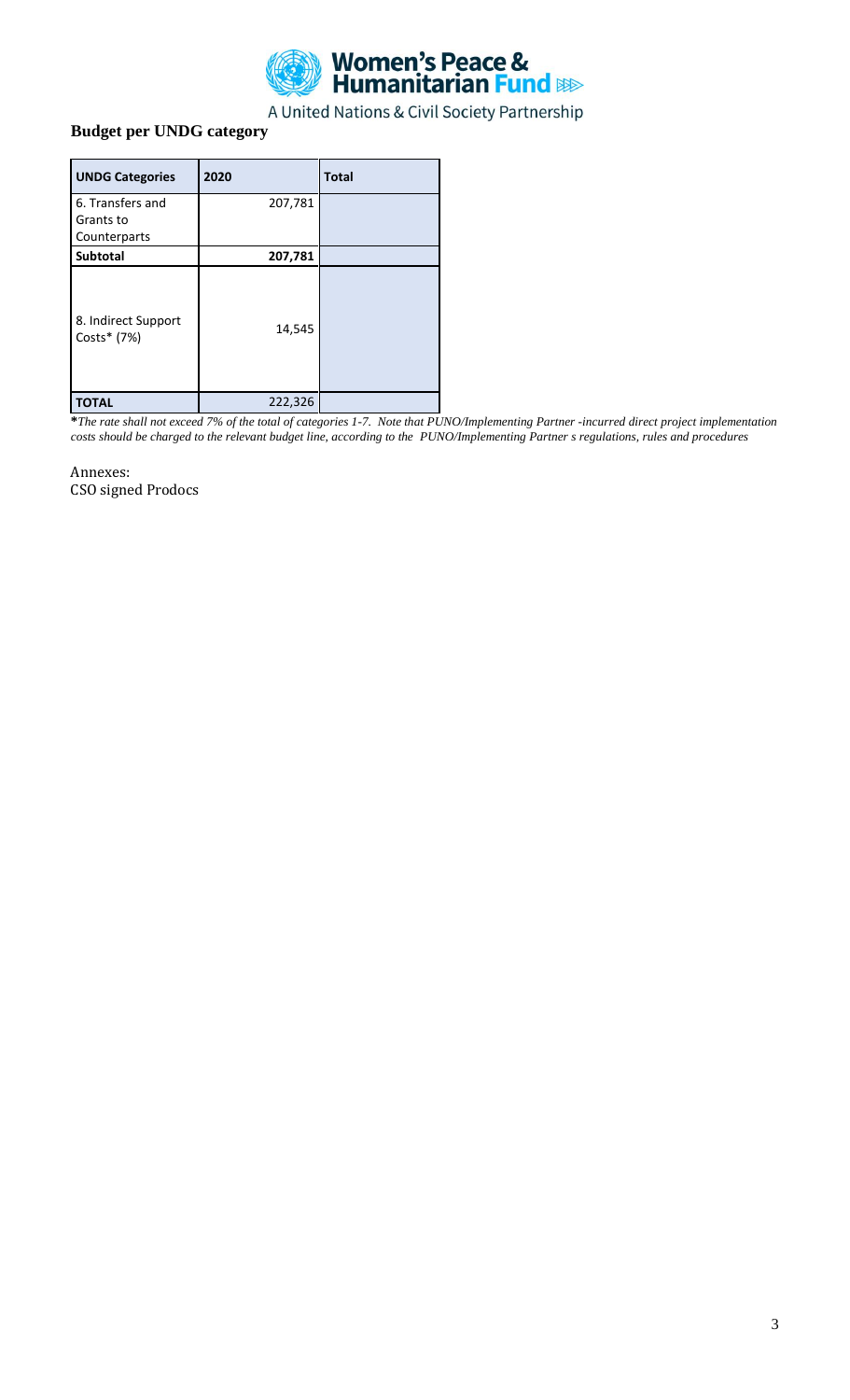Women's Peace & Humanitarian Fund

A United Nations & Civil Society Partnership

**Budget per UNDG category**

| UNDG Categories | 2020 | Total |
| --- | --- | --- |
| 6. Transfers and Grants to Counterparts | 207,781 | |
| **Subtotal** | **207,781** | |
| 8. Indirect Support Costs* (7%) | 14,545 | |
| **TOTAL** | 222,326 | |

***The rate shall not exceed 7% of the total of categories 1-7. Note that PUNO/Implementing Partner -incurred direct project implementation costs should be charged to the relevant budget line, according to the PUNO/Implementing Partner s regulations, rules and procedures*

Annexes:
CSO signed Prodocs